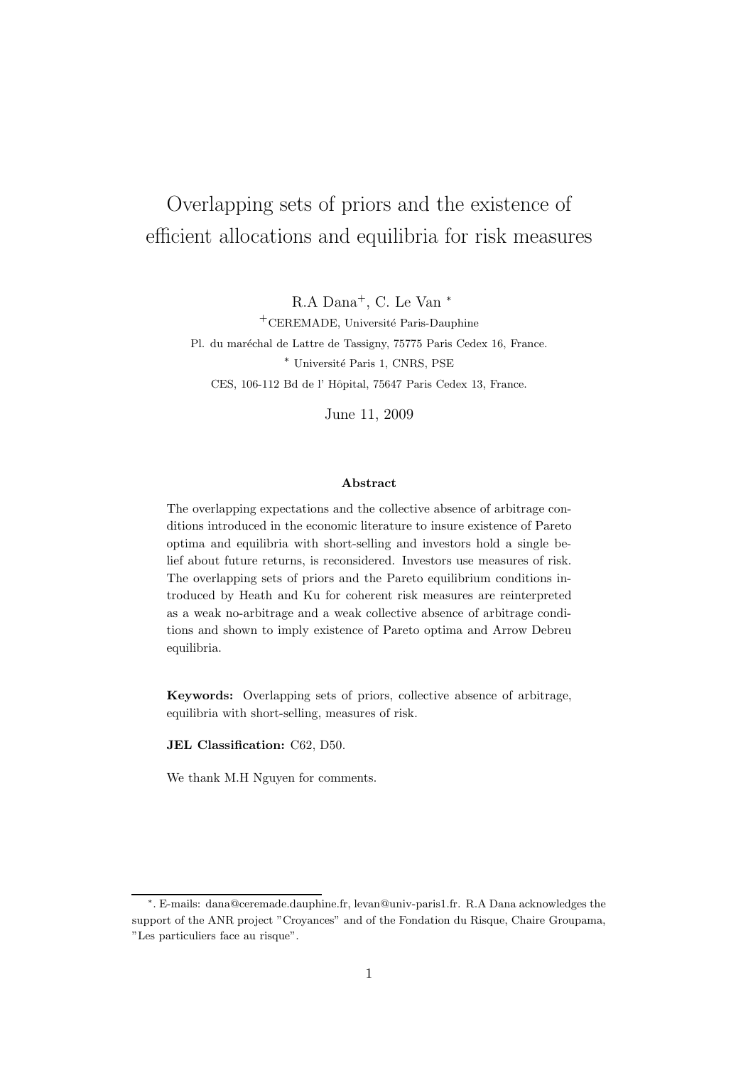# Overlapping sets of priors and the existence of efficient allocations and equilibria for risk measures

R.A Dana[+], C. Le Van [*]

[+]CEREMADE, Université Paris-Dauphine

Pl. du maréchal de Lattre de Tassigny, 75775 Paris Cedex 16, France.

[*] Université Paris 1, CNRS, PSE

CES, 106-112 Bd de l' Hôpital, 75647 Paris Cedex 13, France.

June 11, 2009

**Abstract**

The overlapping expectations and the collective absence of arbitrage conditions introduced in the economic literature to insure existence of Pareto optima and equilibria with short-selling and investors hold a single belief about future returns, is reconsidered. Investors use measures of risk. The overlapping sets of priors and the Pareto equilibrium conditions introduced by Heath and Ku for coherent risk measures are reinterpreted as a weak no-arbitrage and a weak collective absence of arbitrage conditions and shown to imply existence of Pareto optima and Arrow Debreu equilibria.

**Keywords:** Overlapping sets of priors, collective absence of arbitrage, equilibria with short-selling, measures of risk.

**JEL Classification:** C62, D50.

We thank M.H Nguyen for comments.

[*]. E-mails: dana@ceremade.dauphine.fr, levan@univ-paris1.fr. R.A Dana acknowledges the support of the ANR project "Croyances" and of the Fondation du Risque, Chaire Groupama, "Les particuliers face au risque".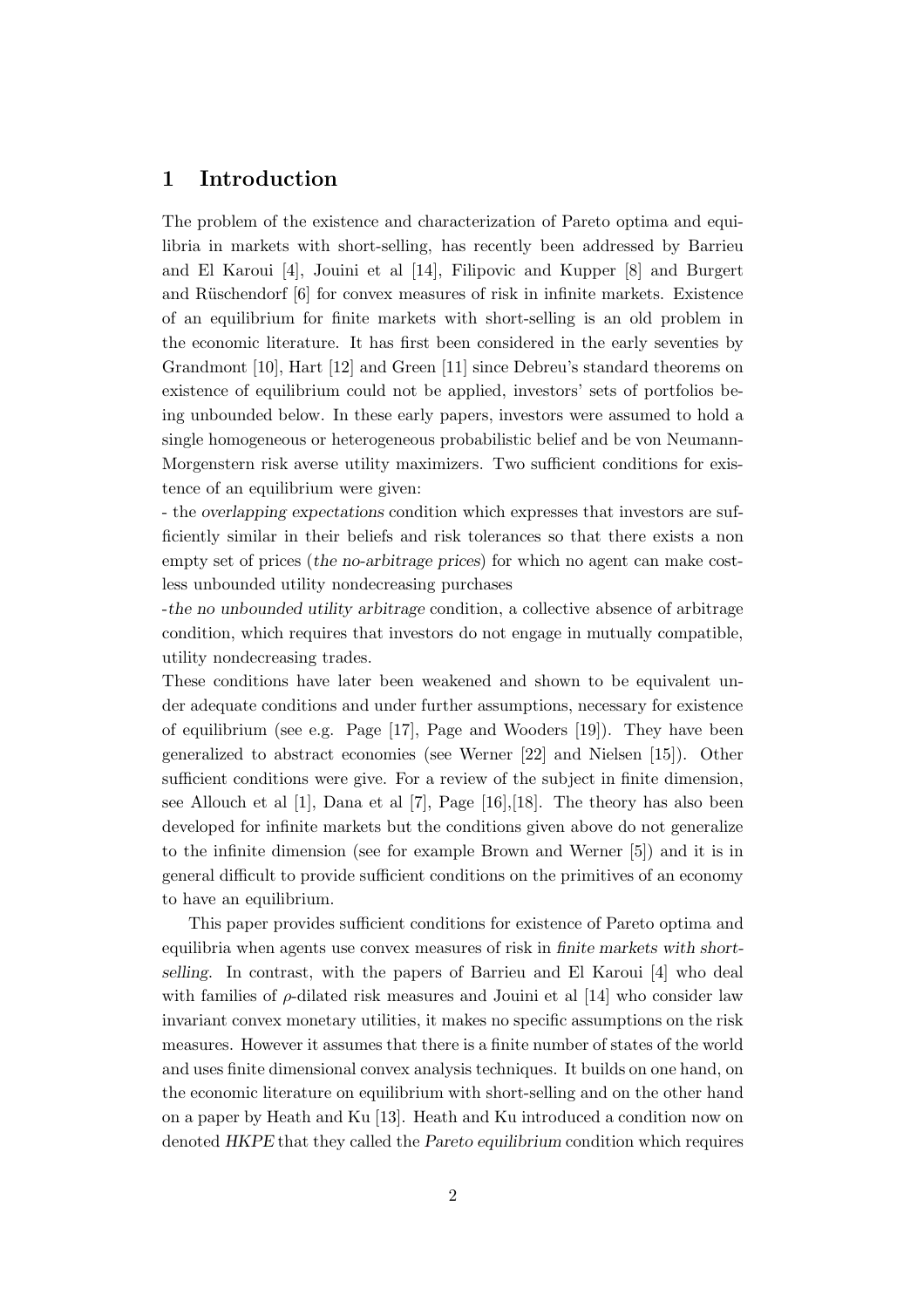# 1 Introduction

The problem of the existence and characterization of Pareto optima and equilibria in markets with short-selling, has recently been addressed by Barrieu and El Karoui [4], Jouini et al [14], Filipovic and Kupper [8] and Burgert and Rüschendorf [6] for convex measures of risk in infinite markets. Existence of an equilibrium for finite markets with short-selling is an old problem in the economic literature. It has first been considered in the early seventies by Grandmont [10], Hart [12] and Green [11] since Debreu's standard theorems on existence of equilibrium could not be applied, investors' sets of portfolios being unbounded below. In these early papers, investors were assumed to hold a single homogeneous or heterogeneous probabilistic belief and be von Neumann-Morgenstern risk averse utility maximizers. Two sufficient conditions for existence of an equilibrium were given:

- the *overlapping expectations* condition which expresses that investors are sufficiently similar in their beliefs and risk tolerances so that there exists a non empty set of prices (*the no-arbitrage prices*) for which no agent can make costless unbounded utility nondecreasing purchases

-*the no unbounded utility arbitrage* condition, a collective absence of arbitrage condition, which requires that investors do not engage in mutually compatible, utility nondecreasing trades.

These conditions have later been weakened and shown to be equivalent under adequate conditions and under further assumptions, necessary for existence of equilibrium (see e.g. Page [17], Page and Wooders [19]). They have been generalized to abstract economies (see Werner [22] and Nielsen [15]). Other sufficient conditions were give. For a review of the subject in finite dimension, see Allouch et al [1], Dana et al [7], Page [16],[18]. The theory has also been developed for infinite markets but the conditions given above do not generalize to the infinite dimension (see for example Brown and Werner [5]) and it is in general difficult to provide sufficient conditions on the primitives of an economy to have an equilibrium.

This paper provides sufficient conditions for existence of Pareto optima and equilibria when agents use convex measures of risk in *finite markets with short-selling*. In contrast, with the papers of Barrieu and El Karoui [4] who deal with families of $\rho$-dilated risk measures and Jouini et al [14] who consider law invariant convex monetary utilities, it makes no specific assumptions on the risk measures. However it assumes that there is a finite number of states of the world and uses finite dimensional convex analysis techniques. It builds on one hand, on the economic literature on equilibrium with short-selling and on the other hand on a paper by Heath and Ku [13]. Heath and Ku introduced a condition now on denoted *HKPE* that they called the *Pareto equilibrium* condition which requires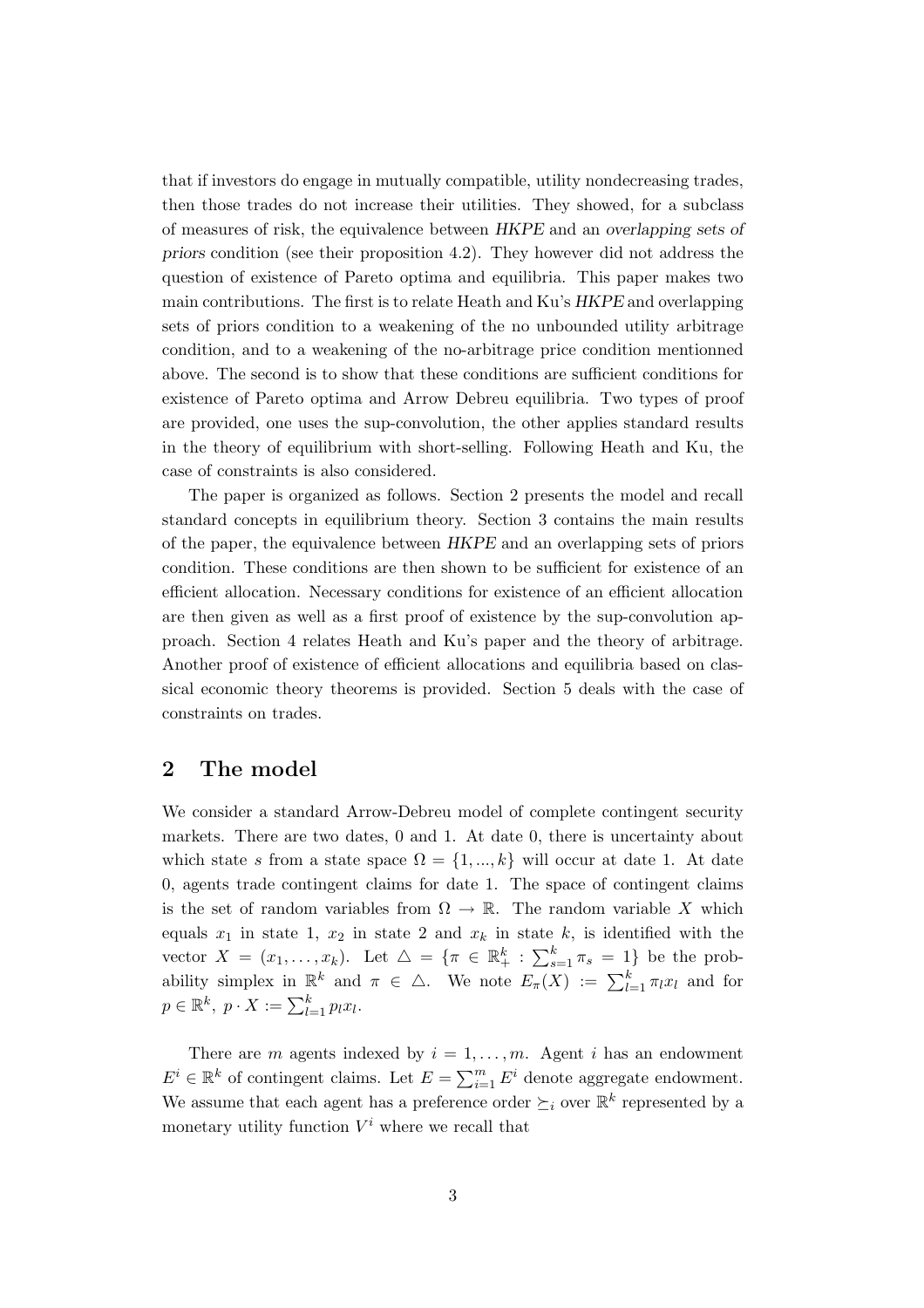that if investors do engage in mutually compatible, utility nondecreasing trades, then those trades do not increase their utilities. They showed, for a subclass of measures of risk, the equivalence between *HKPE* and an *overlapping sets of priors* condition (see their proposition 4.2). They however did not address the question of existence of Pareto optima and equilibria. This paper makes two main contributions. The first is to relate Heath and Ku's *HKPE* and overlapping sets of priors condition to a weakening of the no unbounded utility arbitrage condition, and to a weakening of the no-arbitrage price condition mentionned above. The second is to show that these conditions are sufficient conditions for existence of Pareto optima and Arrow Debreu equilibria. Two types of proof are provided, one uses the sup-convolution, the other applies standard results in the theory of equilibrium with short-selling. Following Heath and Ku, the case of constraints is also considered.

The paper is organized as follows. Section 2 presents the model and recall standard concepts in equilibrium theory. Section 3 contains the main results of the paper, the equivalence between *HKPE* and an overlapping sets of priors condition. These conditions are then shown to be sufficient for existence of an efficient allocation. Necessary conditions for existence of an efficient allocation are then given as well as a first proof of existence by the sup-convolution approach. Section 4 relates Heath and Ku's paper and the theory of arbitrage. Another proof of existence of efficient allocations and equilibria based on classical economic theory theorems is provided. Section 5 deals with the case of constraints on trades.

## 2 The model

We consider a standard Arrow-Debreu model of complete contingent security markets. There are two dates, 0 and 1. At date 0, there is uncertainty about which state $s$ from a state space $\Omega = \{1, ..., k\}$ will occur at date 1. At date 0, agents trade contingent claims for date 1. The space of contingent claims is the set of random variables from $\Omega \to \mathbb{R}$. The random variable $X$ which equals $x_1$ in state 1, $x_2$ in state 2 and $x_k$ in state $k$, is identified with the vector $X = (x_1, \ldots, x_k)$. Let $\triangle = \{\pi \in \mathbb{R}^k_+ : \sum_{s=1}^k \pi_s = 1\}$ be the probability simplex in $\mathbb{R}^k$ and $\pi \in \triangle$. We note $E_\pi(X) := \sum_{l=1}^k \pi_l x_l$ and for $p \in \mathbb{R}^k$, $p \cdot X := \sum_{l=1}^k p_l x_l$.

There are $m$ agents indexed by $i = 1, \ldots, m$. Agent $i$ has an endowment $E^i \in \mathbb{R}^k$ of contingent claims. Let $E = \sum_{i=1}^m E^i$ denote aggregate endowment. We assume that each agent has a preference order $\succeq_i$ over $\mathbb{R}^k$ represented by a monetary utility function $V^i$ where we recall that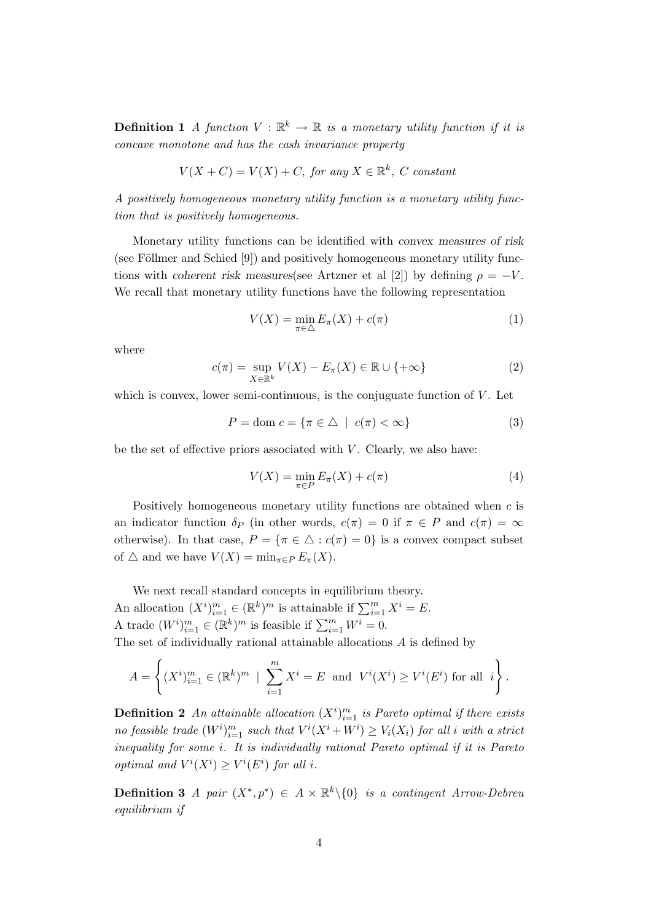**Definition 1** *A function $V : \mathbb{R}^k \to \mathbb{R}$ is a monetary utility function if it is concave monotone and has the cash invariance property*

$$V(X + C) = V(X) + C, \text{ for any } X \in \mathbb{R}^k, \ C \text{ constant}$$

*A positively homogeneous monetary utility function is a monetary utility function that is positively homogeneous.*

Monetary utility functions can be identified with *convex measures of risk* (see Föllmer and Schied [9]) and positively homogeneous monetary utility functions with *coherent risk measures*(see Artzner et al [2]) by defining $\rho = -V$. We recall that monetary utility functions have the following representation

$$V(X) = \min_{\pi \in \triangle} E_\pi(X) + c(\pi) \tag{1}$$

where

$$c(\pi) = \sup_{X \in \mathbb{R}^k} V(X) - E_\pi(X) \in \mathbb{R} \cup \{+\infty\} \tag{2}$$

which is convex, lower semi-continuous, is the conjuguate function of $V$. Let

$$P = \text{dom } c = \{\pi \in \triangle \mid c(\pi) < \infty\} \tag{3}$$

be the set of effective priors associated with $V$. Clearly, we also have:

$$V(X) = \min_{\pi \in P} E_\pi(X) + c(\pi) \tag{4}$$

Positively homogeneous monetary utility functions are obtained when $c$ is an indicator function $\delta_P$ (in other words, $c(\pi) = 0$ if $\pi \in P$ and $c(\pi) = \infty$ otherwise). In that case, $P = \{\pi \in \triangle : c(\pi) = 0\}$ is a convex compact subset of $\triangle$ and we have $V(X) = \min_{\pi \in P} E_\pi(X)$.

We next recall standard concepts in equilibrium theory.
An allocation $(X^i)_{i=1}^m \in (\mathbb{R}^k)^m$ is attainable if $\sum_{i=1}^m X^i = E$.
A trade $(W^i)_{i=1}^m \in (\mathbb{R}^k)^m$ is feasible if $\sum_{i=1}^m W^i = 0$.
The set of individually rational attainable allocations $A$ is defined by

$$A = \left\{ (X^i)_{i=1}^m \in (\mathbb{R}^k)^m \ \mid \ \sum_{i=1}^m X^i = E \ \text{ and } \ V^i(X^i) \geq V^i(E^i) \text{ for all } \ i \right\}.$$

**Definition 2** *An attainable allocation $(X^i)_{i=1}^m$ is Pareto optimal if there exists no feasible trade $(W^i)_{i=1}^m$ such that $V^i(X^i + W^i) \geq V_i(X_i)$ for all $i$ with a strict inequality for some $i$. It is individually rational Pareto optimal if it is Pareto optimal and $V^i(X^i) \geq V^i(E^i)$ for all $i$.*

**Definition 3** *A pair $(X^*, p^*) \in A \times \mathbb{R}^k \backslash \{0\}$ is a contingent Arrow-Debreu equilibrium if*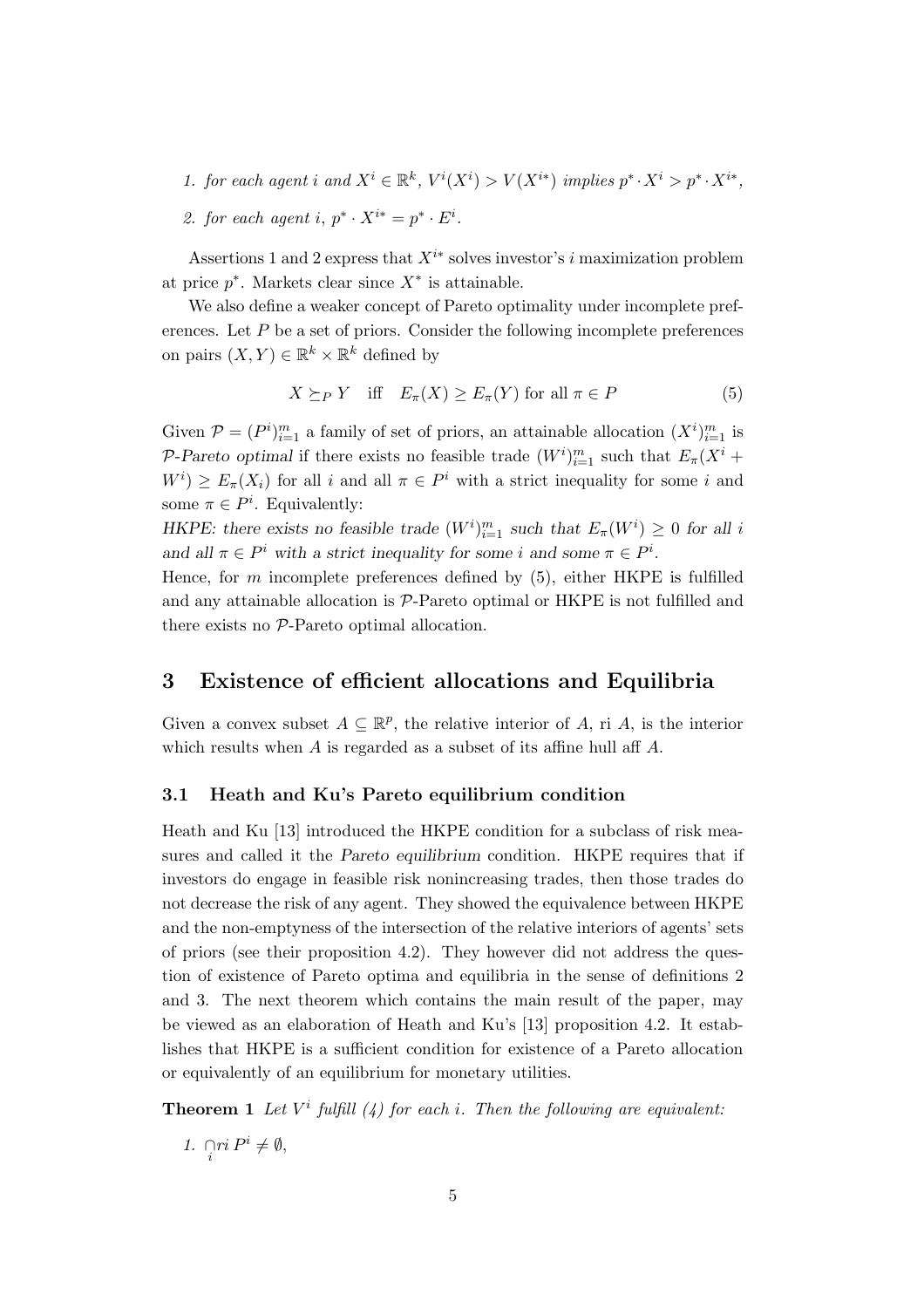1. *for each agent $i$ and $X^i \in \mathbb{R}^k$, $V^i(X^i) > V(X^{i*})$ implies $p^* \cdot X^i > p^* \cdot X^{i*}$,*
2. *for each agent $i$, $p^* \cdot X^{i*} = p^* \cdot E^i$.*

Assertions 1 and 2 express that $X^{i*}$ solves investor's $i$ maximization problem at price $p^*$. Markets clear since $X^*$ is attainable.

We also define a weaker concept of Pareto optimality under incomplete preferences. Let $P$ be a set of priors. Consider the following incomplete preferences on pairs $(X, Y) \in \mathbb{R}^k \times \mathbb{R}^k$ defined by

$$X \succeq_P Y \quad \text{iff} \quad E_\pi(X) \geq E_\pi(Y) \text{ for all } \pi \in P \tag{5}$$

Given $\mathcal{P} = (P^i)_{i=1}^m$ a family of set of priors, an attainable allocation $(X^i)_{i=1}^m$ is *$\mathcal{P}$-Pareto optimal* if there exists no feasible trade $(W^i)_{i=1}^m$ such that $E_\pi(X^i + W^i) \geq E_\pi(X_i)$ for all $i$ and all $\pi \in P^i$ with a strict inequality for some $i$ and some $\pi \in P^i$. Equivalently:

*HKPE: there exists no feasible trade $(W^i)_{i=1}^m$ such that $E_\pi(W^i) \geq 0$ for all $i$ and all $\pi \in P^i$ with a strict inequality for some $i$ and some $\pi \in P^i$.*

Hence, for $m$ incomplete preferences defined by (5), either HKPE is fulfilled and any attainable allocation is $\mathcal{P}$-Pareto optimal or HKPE is not fulfilled and there exists no $\mathcal{P}$-Pareto optimal allocation.

## 3 Existence of efficient allocations and Equilibria

Given a convex subset $A \subseteq \mathbb{R}^p$, the relative interior of $A$, ri $A$, is the interior which results when $A$ is regarded as a subset of its affine hull aff $A$.

### 3.1 Heath and Ku's Pareto equilibrium condition

Heath and Ku [13] introduced the HKPE condition for a subclass of risk measures and called it the *Pareto equilibrium* condition. HKPE requires that if investors do engage in feasible risk nonincreasing trades, then those trades do not decrease the risk of any agent. They showed the equivalence between HKPE and the non-emptyness of the intersection of the relative interiors of agents' sets of priors (see their proposition 4.2). They however did not address the question of existence of Pareto optima and equilibria in the sense of definitions 2 and 3. The next theorem which contains the main result of the paper, may be viewed as an elaboration of Heath and Ku's [13] proposition 4.2. It establishes that HKPE is a sufficient condition for existence of a Pareto allocation or equivalently of an equilibrium for monetary utilities.

**Theorem 1** *Let $V^i$ fulfill (4) for each $i$. Then the following are equivalent:*

1. $\bigcap\limits_i ri\ P^i \neq \emptyset$,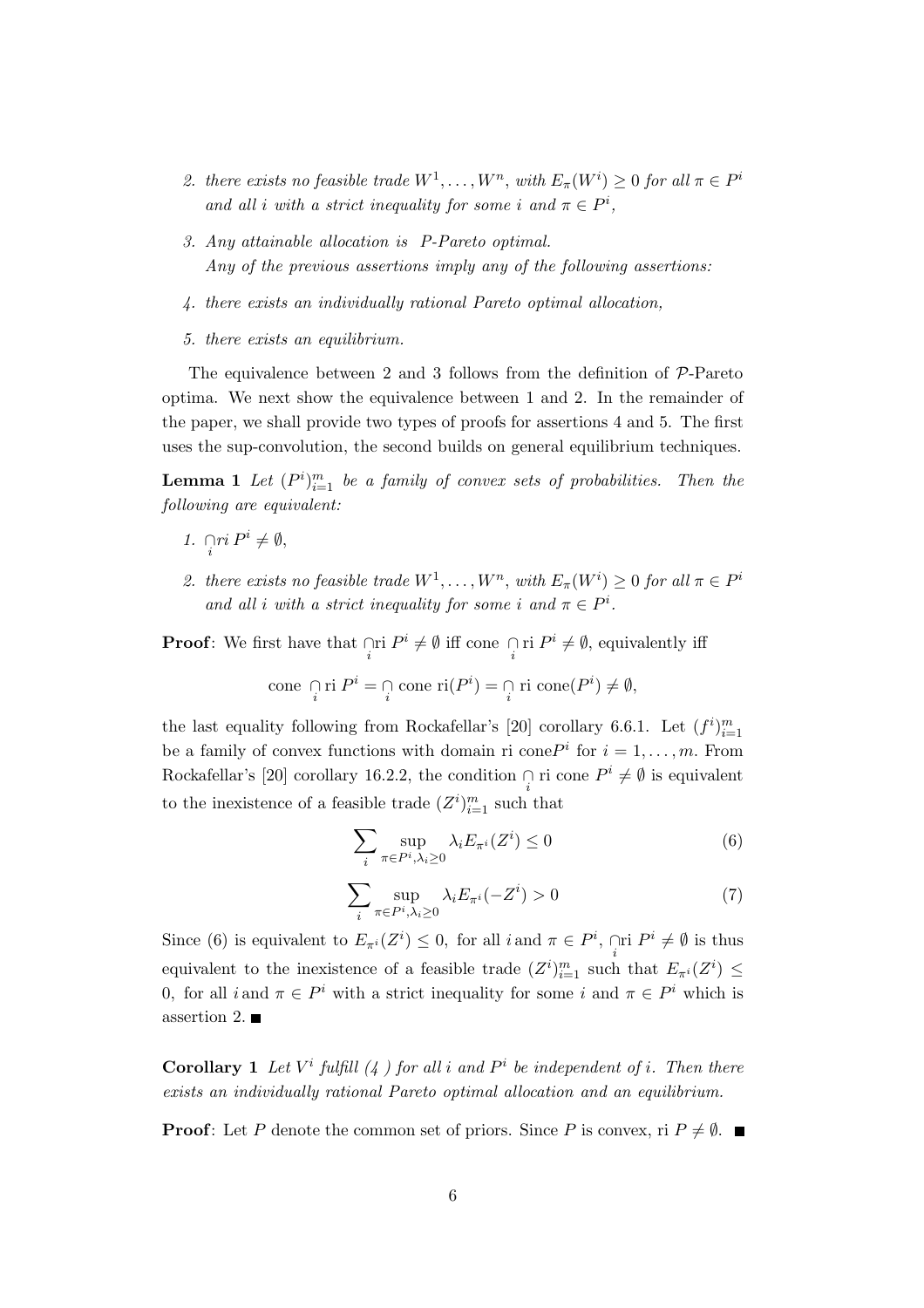2. *there exists no feasible trade $W^1, \ldots, W^n$, with $E_\pi(W^i) \geq 0$ for all $\pi \in P^i$ and all $i$ with a strict inequality for some $i$ and $\pi \in P^i$,*

3. *Any attainable allocation is $P$-Pareto optimal.*
   *Any of the previous assertions imply any of the following assertions:*

4. *there exists an individually rational Pareto optimal allocation,*

5. *there exists an equilibrium.*

The equivalence between 2 and 3 follows from the definition of $\mathcal{P}$-Pareto optima. We next show the equivalence between 1 and 2. In the remainder of the paper, we shall provide two types of proofs for assertions 4 and 5. The first uses the sup-convolution, the second builds on general equilibrium techniques.

**Lemma 1** *Let $(P^i)_{i=1}^m$ be a family of convex sets of probabilities. Then the following are equivalent:*

1. *$\bigcap\limits_i ri\, P^i \neq \emptyset$,*

2. *there exists no feasible trade $W^1, \ldots, W^n$, with $E_\pi(W^i) \geq 0$ for all $\pi \in P^i$ and all $i$ with a strict inequality for some $i$ and $\pi \in P^i$.*

**Proof**: We first have that $\bigcap\limits_i \text{ri } P^i \neq \emptyset$ iff cone $\bigcap\limits_i \text{ri } P^i \neq \emptyset$, equivalently iff

$$\text{cone } \bigcap_i \text{ri } P^i = \bigcap_i \text{cone ri}(P^i) = \bigcap_i \text{ri cone}(P^i) \neq \emptyset,$$

the last equality following from Rockafellar's [20] corollary 6.6.1. Let $(f^i)_{i=1}^m$ be a family of convex functions with domain ri cone$P^i$ for $i = 1, \ldots, m$. From Rockafellar's [20] corollary 16.2.2, the condition $\bigcap\limits_i$ ri cone $P^i \neq \emptyset$ is equivalent to the inexistence of a feasible trade $(Z^i)_{i=1}^m$ such that

$$\sum_i \sup_{\pi \in P^i, \lambda_i \geq 0} \lambda_i E_{\pi^i}(Z^i) \leq 0 \tag{6}$$

$$\sum_i \sup_{\pi \in P^i, \lambda_i \geq 0} \lambda_i E_{\pi^i}(-Z^i) > 0 \tag{7}$$

Since (6) is equivalent to $E_{\pi^i}(Z^i) \leq 0$, for all $i$ and $\pi \in P^i$, $\bigcap\limits_i \text{ri } P^i \neq \emptyset$ is thus equivalent to the inexistence of a feasible trade $(Z^i)_{i=1}^m$ such that $E_{\pi^i}(Z^i) \leq 0$, for all $i$ and $\pi \in P^i$ with a strict inequality for some $i$ and $\pi \in P^i$ which is assertion 2. ■

**Corollary 1** *Let $V^i$ fulfill (4 ) for all $i$ and $P^i$ be independent of $i$. Then there exists an individually rational Pareto optimal allocation and an equilibrium.*

**Proof**: Let $P$ denote the common set of priors. Since $P$ is convex, ri $P \neq \emptyset$. ■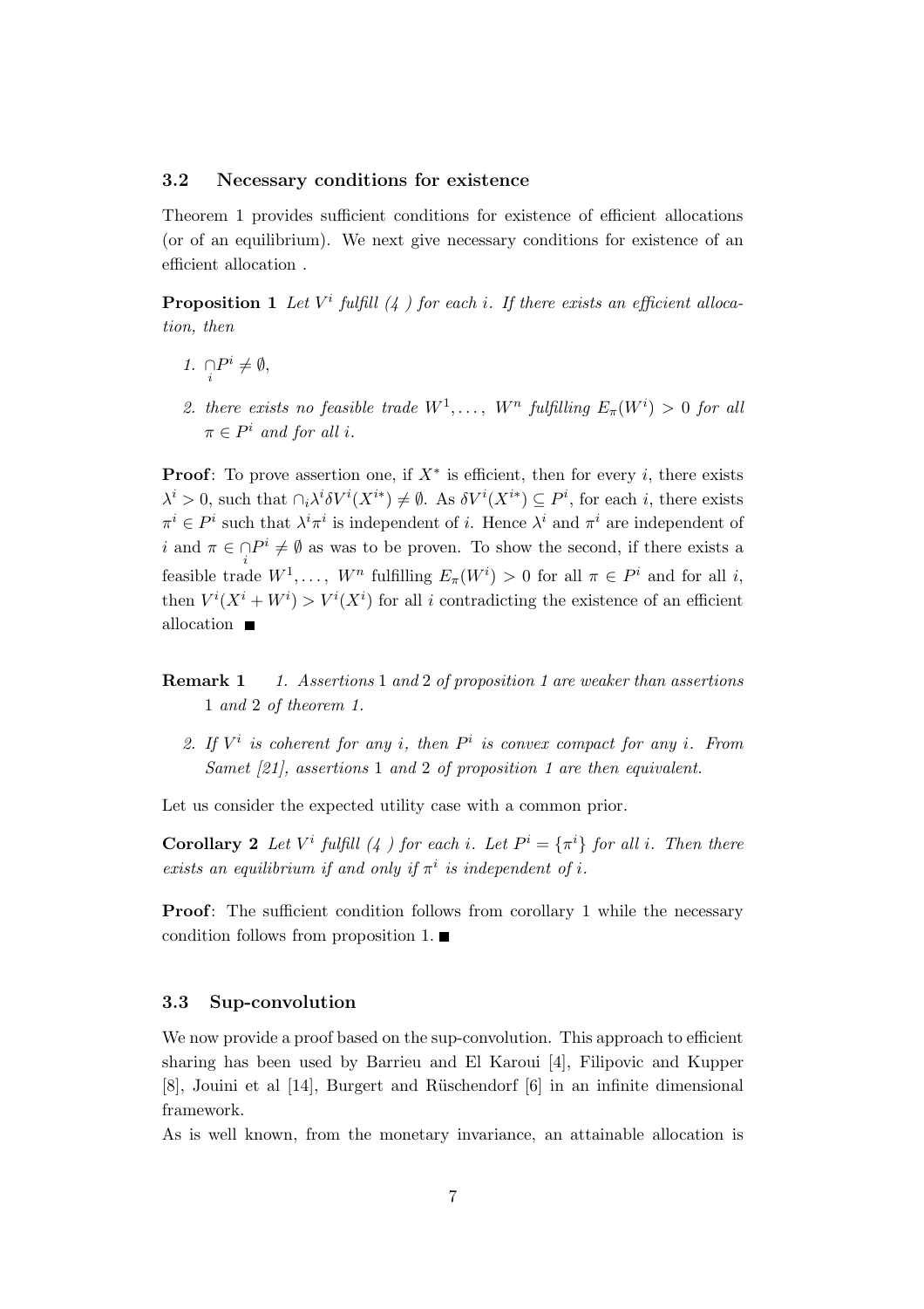### 3.2 Necessary conditions for existence

Theorem 1 provides sufficient conditions for existence of efficient allocations (or of an equilibrium). We next give necessary conditions for existence of an efficient allocation .

**Proposition 1** *Let $V^i$ fulfill (4 ) for each $i$. If there exists an efficient allocation, then*

1. $\underset{i}{\cap} P^i \neq \emptyset$,
2. *there exists no feasible trade $W^1, \ldots, W^n$ fulfilling $E_\pi(W^i) > 0$ for all $\pi \in P^i$ and for all $i$.*

**Proof**: To prove assertion one, if $X^*$ is efficient, then for every $i$, there exists $\lambda^i > 0$, such that $\cap_i \lambda^i \delta V^i(X^{i*}) \neq \emptyset$. As $\delta V^i(X^{i*}) \subseteq P^i$, for each $i$, there exists $\pi^i \in P^i$ such that $\lambda^i \pi^i$ is independent of $i$. Hence $\lambda^i$ and $\pi^i$ are independent of $i$ and $\pi \in \underset{i}{\cap} P^i \neq \emptyset$ as was to be proven. To show the second, if there exists a feasible trade $W^1, \ldots, W^n$ fulfilling $E_\pi(W^i) > 0$ for all $\pi \in P^i$ and for all $i$, then $V^i(X^i + W^i) > V^i(X^i)$ for all $i$ contradicting the existence of an efficient allocation ■

**Remark 1**

1. *Assertions* 1 *and* 2 *of proposition 1 are weaker than assertions* 1 *and* 2 *of theorem 1.*
2. *If $V^i$ is coherent for any $i$, then $P^i$ is convex compact for any $i$. From Samet [21], assertions* 1 *and* 2 *of proposition 1 are then equivalent.*

Let us consider the expected utility case with a common prior.

**Corollary 2** *Let $V^i$ fulfill (4 ) for each $i$. Let $P^i = \{\pi^i\}$ for all $i$. Then there exists an equilibrium if and only if $\pi^i$ is independent of $i$.*

**Proof**: The sufficient condition follows from corollary 1 while the necessary condition follows from proposition 1. ■

### 3.3 Sup-convolution

We now provide a proof based on the sup-convolution. This approach to efficient sharing has been used by Barrieu and El Karoui [4], Filipovic and Kupper [8], Jouini et al [14], Burgert and Rüschendorf [6] in an infinite dimensional framework.

As is well known, from the monetary invariance, an attainable allocation is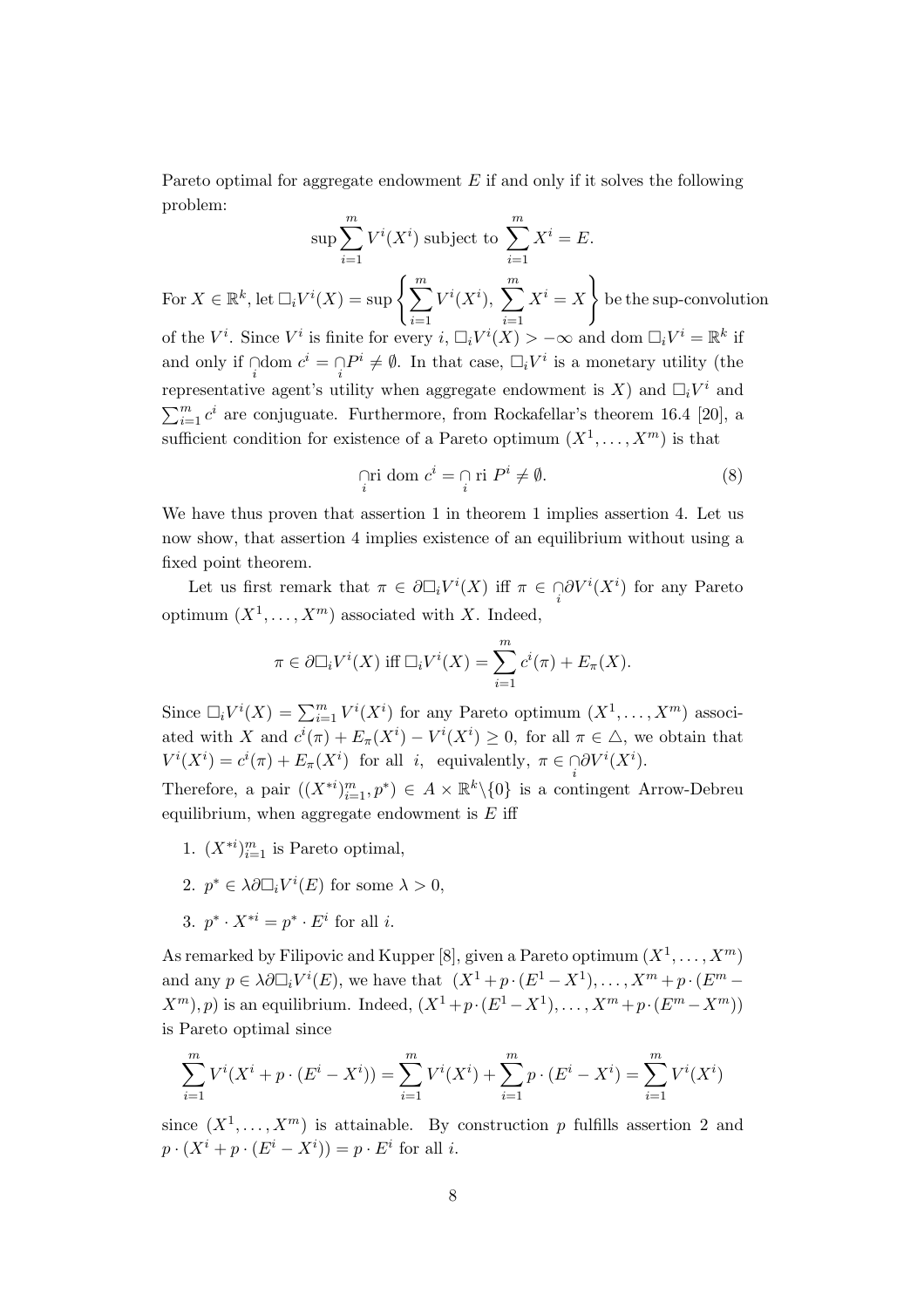Pareto optimal for aggregate endowment $E$ if and only if it solves the following problem:

$$\sup \sum_{i=1}^{m} V^i(X^i) \text{ subject to } \sum_{i=1}^{m} X^i = E.$$

For $X \in \mathbb{R}^k$, let $\Box_i V^i(X) = \sup \left\{ \sum_{i=1}^{m} V^i(X^i),\ \sum_{i=1}^{m} X^i = X \right\}$ be the sup-convolution of the $V^i$. Since $V^i$ is finite for every $i$, $\Box_i V^i(X) > -\infty$ and dom $\Box_i V^i = \mathbb{R}^k$ if and only if $\bigcap_i \text{dom } c^i = \bigcap_i P^i \neq \emptyset$. In that case, $\Box_i V^i$ is a monetary utility (the representative agent's utility when aggregate endowment is $X$) and $\Box_i V^i$ and $\sum_{i=1}^{m} c^i$ are conjuguate. Furthermore, from Rockafellar's theorem 16.4 [20], a sufficient condition for existence of a Pareto optimum $(X^1, \ldots, X^m)$ is that

$$\bigcap_i \text{ri dom } c^i = \bigcap_i \text{ ri } P^i \neq \emptyset. \tag{8}$$

We have thus proven that assertion 1 in theorem 1 implies assertion 4. Let us now show, that assertion 4 implies existence of an equilibrium without using a fixed point theorem.

Let us first remark that $\pi \in \partial \Box_i V^i(X)$ iff $\pi \in \bigcap_i \partial V^i(X^i)$ for any Pareto optimum $(X^1, \ldots, X^m)$ associated with $X$. Indeed,

$$\pi \in \partial \Box_i V^i(X) \text{ iff } \Box_i V^i(X) = \sum_{i=1}^{m} c^i(\pi) + E_\pi(X).$$

Since $\Box_i V^i(X) = \sum_{i=1}^{m} V^i(X^i)$ for any Pareto optimum $(X^1, \ldots, X^m)$ associated with $X$ and $c^i(\pi) + E_\pi(X^i) - V^i(X^i) \geq 0$, for all $\pi \in \triangle$, we obtain that $V^i(X^i) = c^i(\pi) + E_\pi(X^i)$ for all $i$, equivalently, $\pi \in \bigcap_i \partial V^i(X^i)$.

Therefore, a pair $((X^{*i})_{i=1}^m, p^*) \in A \times \mathbb{R}^k \backslash \{0\}$ is a contingent Arrow-Debreu equilibrium, when aggregate endowment is $E$ iff

1. $(X^{*i})_{i=1}^m$ is Pareto optimal,
2. $p^* \in \lambda \partial \Box_i V^i(E)$ for some $\lambda > 0$,
3. $p^* \cdot X^{*i} = p^* \cdot E^i$ for all $i$.

As remarked by Filipovic and Kupper [8], given a Pareto optimum $(X^1, \ldots, X^m)$ and any $p \in \lambda \partial \Box_i V^i(E)$, we have that $(X^1 + p \cdot (E^1 - X^1), \ldots, X^m + p \cdot (E^m - X^m), p)$ is an equilibrium. Indeed, $(X^1 + p \cdot (E^1 - X^1), \ldots, X^m + p \cdot (E^m - X^m))$ is Pareto optimal since

$$\sum_{i=1}^{m} V^i(X^i + p \cdot (E^i - X^i)) = \sum_{i=1}^{m} V^i(X^i) + \sum_{i=1}^{m} p \cdot (E^i - X^i) = \sum_{i=1}^{m} V^i(X^i)$$

since $(X^1, \ldots, X^m)$ is attainable. By construction $p$ fulfills assertion 2 and $p \cdot (X^i + p \cdot (E^i - X^i)) = p \cdot E^i$ for all $i$.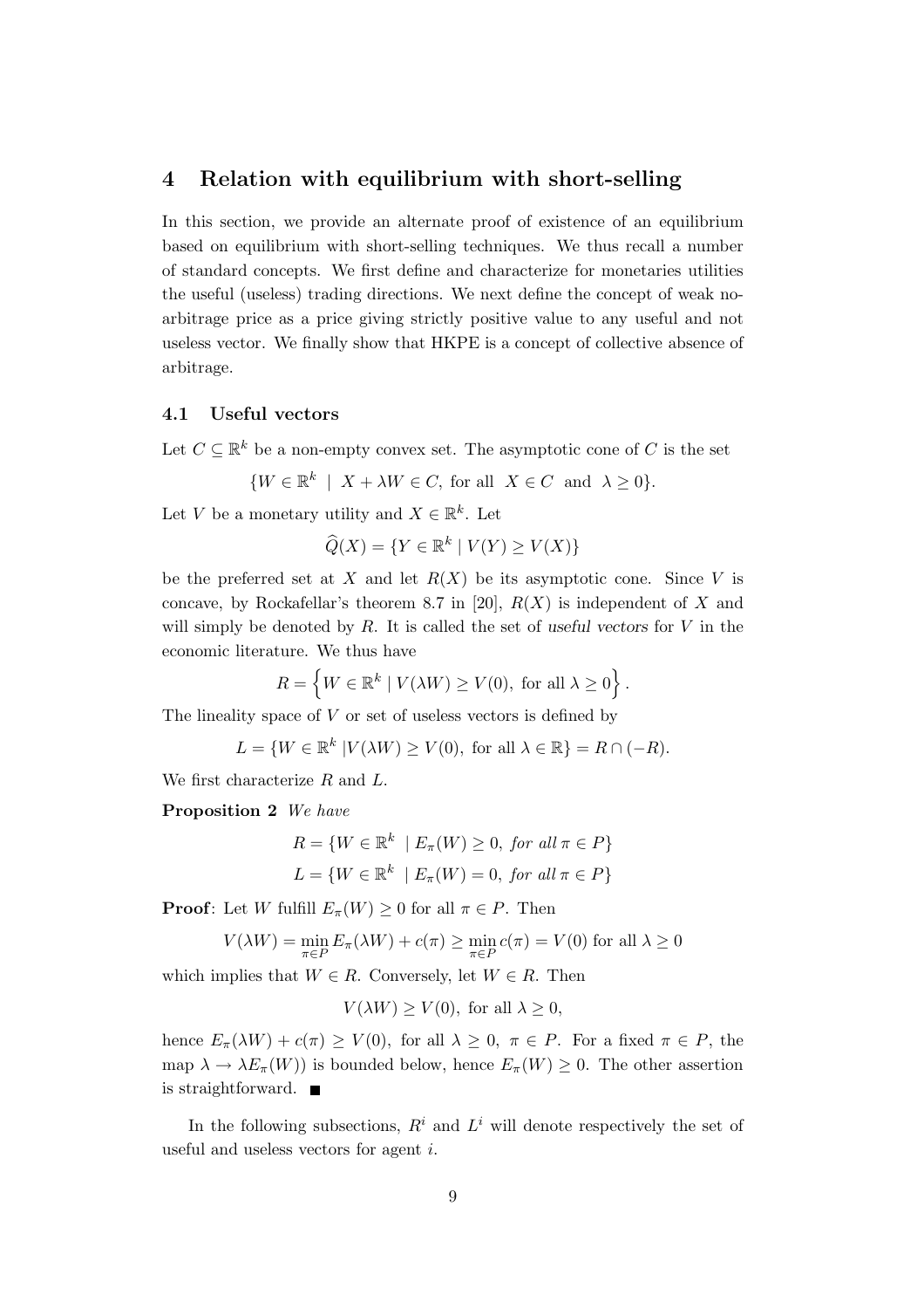## 4 Relation with equilibrium with short-selling

In this section, we provide an alternate proof of existence of an equilibrium based on equilibrium with short-selling techniques. We thus recall a number of standard concepts. We first define and characterize for monetaries utilities the useful (useless) trading directions. We next define the concept of weak no-arbitrage price as a price giving strictly positive value to any useful and not useless vector. We finally show that HKPE is a concept of collective absence of arbitrage.

### 4.1 Useful vectors

Let $C \subseteq \mathbb{R}^k$ be a non-empty convex set. The asymptotic cone of $C$ is the set

$$\{W \in \mathbb{R}^k \;\mid\; X + \lambda W \in C, \text{ for all } \; X \in C \;\text{ and }\; \lambda \geq 0\}.$$

Let $V$ be a monetary utility and $X \in \mathbb{R}^k$. Let

$$\widehat{Q}(X) = \{Y \in \mathbb{R}^k \mid V(Y) \geq V(X)\}$$

be the preferred set at $X$ and let $R(X)$ be its asymptotic cone. Since $V$ is concave, by Rockafellar's theorem 8.7 in [20], $R(X)$ is independent of $X$ and will simply be denoted by $R$. It is called the set of *useful vectors* for $V$ in the economic literature. We thus have

$$R = \left\{W \in \mathbb{R}^k \mid V(\lambda W) \geq V(0), \text{ for all } \lambda \geq 0\right\}.$$

The lineality space of $V$ or set of useless vectors is defined by

$$L = \{W \in \mathbb{R}^k \;|V(\lambda W) \geq V(0), \text{ for all } \lambda \in \mathbb{R}\} = R \cap (-R).$$

We first characterize $R$ and $L$.

**Proposition 2** *We have*

$$R = \{W \in \mathbb{R}^k \;\mid E_\pi(W) \geq 0, \textit{ for all } \pi \in P\}$$

$$L = \{W \in \mathbb{R}^k \;\mid E_\pi(W) = 0, \textit{ for all } \pi \in P\}$$

**Proof**: Let $W$ fulfill $E_\pi(W) \geq 0$ for all $\pi \in P$. Then

$$V(\lambda W) = \min_{\pi \in P} E_\pi(\lambda W) + c(\pi) \geq \min_{\pi \in P} c(\pi) = V(0) \text{ for all } \lambda \geq 0$$

which implies that $W \in R$. Conversely, let $W \in R$. Then

$$V(\lambda W) \geq V(0), \text{ for all } \lambda \geq 0,$$

hence $E_\pi(\lambda W) + c(\pi) \geq V(0)$, for all $\lambda \geq 0$, $\pi \in P$. For a fixed $\pi \in P$, the map $\lambda \to \lambda E_\pi(W))$ is bounded below, hence $E_\pi(W) \geq 0$. The other assertion is straightforward. ∎

In the following subsections, $R^i$ and $L^i$ will denote respectively the set of useful and useless vectors for agent $i$.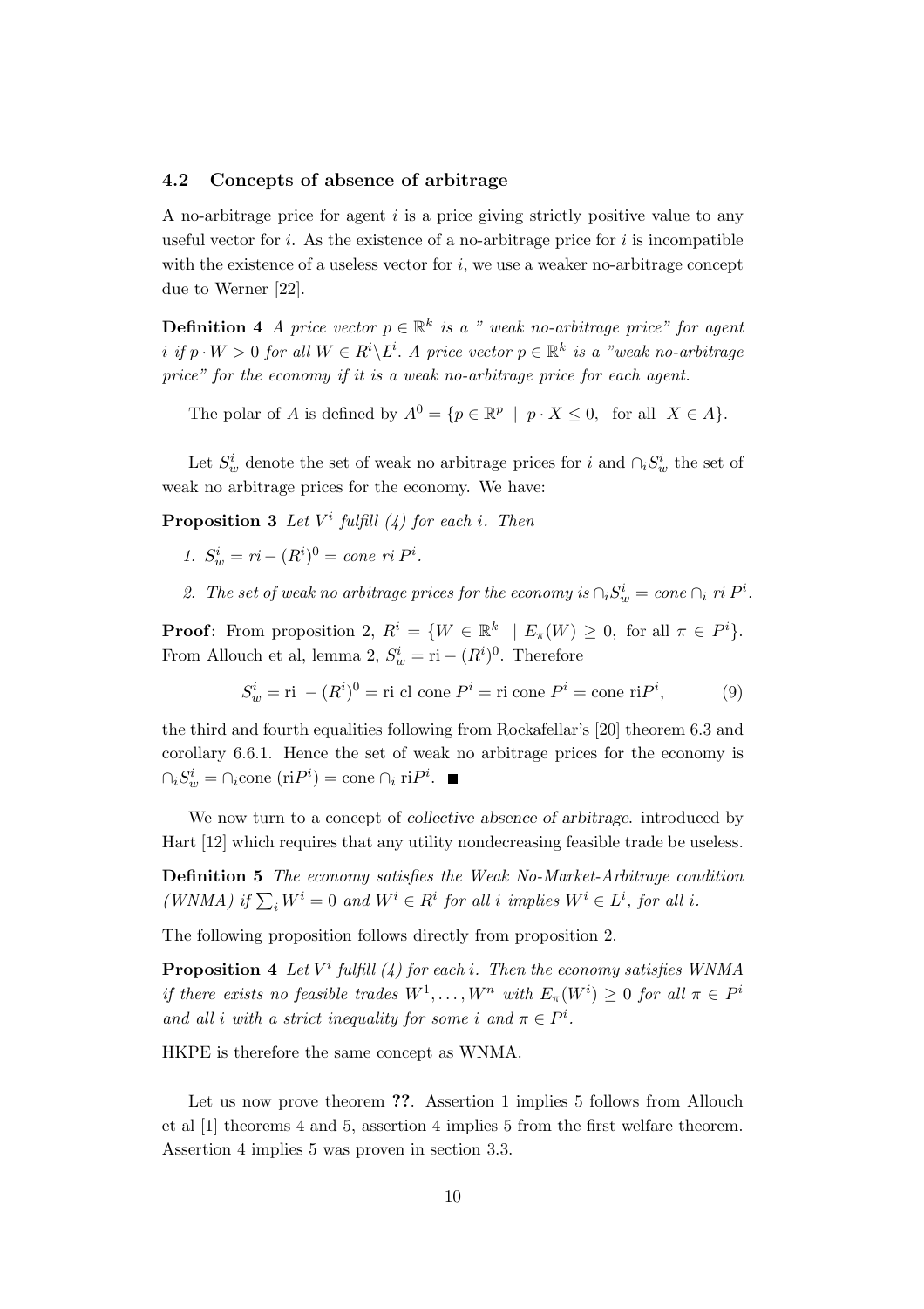### 4.2 Concepts of absence of arbitrage

A no-arbitrage price for agent $i$ is a price giving strictly positive value to any useful vector for $i$. As the existence of a no-arbitrage price for $i$ is incompatible with the existence of a useless vector for $i$, we use a weaker no-arbitrage concept due to Werner [22].

**Definition 4** *A price vector $p \in \mathbb{R}^k$ is a " weak no-arbitrage price" for agent $i$ if $p \cdot W > 0$ for all $W \in R^i \backslash L^i$. A price vector $p \in \mathbb{R}^k$ is a "weak no-arbitrage price" for the economy if it is a weak no-arbitrage price for each agent.*

The polar of $A$ is defined by $A^0 = \{p \in \mathbb{R}^p \mid p \cdot X \leq 0, \text{ for all } X \in A\}$.

Let $S_w^i$ denote the set of weak no arbitrage prices for $i$ and $\cap_i S_w^i$ the set of weak no arbitrage prices for the economy. We have:

**Proposition 3** *Let $V^i$ fulfill (4) for each $i$. Then*

1. *$S_w^i = ri - (R^i)^0 = cone\ ri\ P^i$.*
2. *The set of weak no arbitrage prices for the economy is $\cap_i S_w^i = cone \cap_i ri\ P^i$.*

**Proof**: From proposition 2, $R^i = \{W \in \mathbb{R}^k \mid E_\pi(W) \geq 0, \text{ for all } \pi \in P^i\}$. From Allouch et al, lemma 2, $S_w^i = \text{ri} - (R^i)^0$. Therefore

$$S_w^i = \text{ri } - (R^i)^0 = \text{ri cl cone } P^i = \text{ri cone } P^i = \text{cone ri} P^i, \tag{9}$$

the third and fourth equalities following from Rockafellar's [20] theorem 6.3 and corollary 6.6.1. Hence the set of weak no arbitrage prices for the economy is $\cap_i S_w^i = \cap_i \text{cone } (\text{ri} P^i) = \text{cone } \cap_i \text{ri} P^i$. ∎

We now turn to a concept of *collective absence of arbitrage*. introduced by Hart [12] which requires that any utility nondecreasing feasible trade be useless.

**Definition 5** *The economy satisfies the Weak No-Market-Arbitrage condition (WNMA) if $\sum_i W^i = 0$ and $W^i \in R^i$ for all $i$ implies $W^i \in L^i$, for all $i$.*

The following proposition follows directly from proposition 2.

**Proposition 4** *Let $V^i$ fulfill (4) for each $i$. Then the economy satisfies WNMA if there exists no feasible trades $W^1, \ldots, W^n$ with $E_\pi(W^i) \geq 0$ for all $\pi \in P^i$ and all $i$ with a strict inequality for some $i$ and $\pi \in P^i$.*

HKPE is therefore the same concept as WNMA.

Let us now prove theorem **??**. Assertion 1 implies 5 follows from Allouch et al [1] theorems 4 and 5, assertion 4 implies 5 from the first welfare theorem. Assertion 4 implies 5 was proven in section 3.3.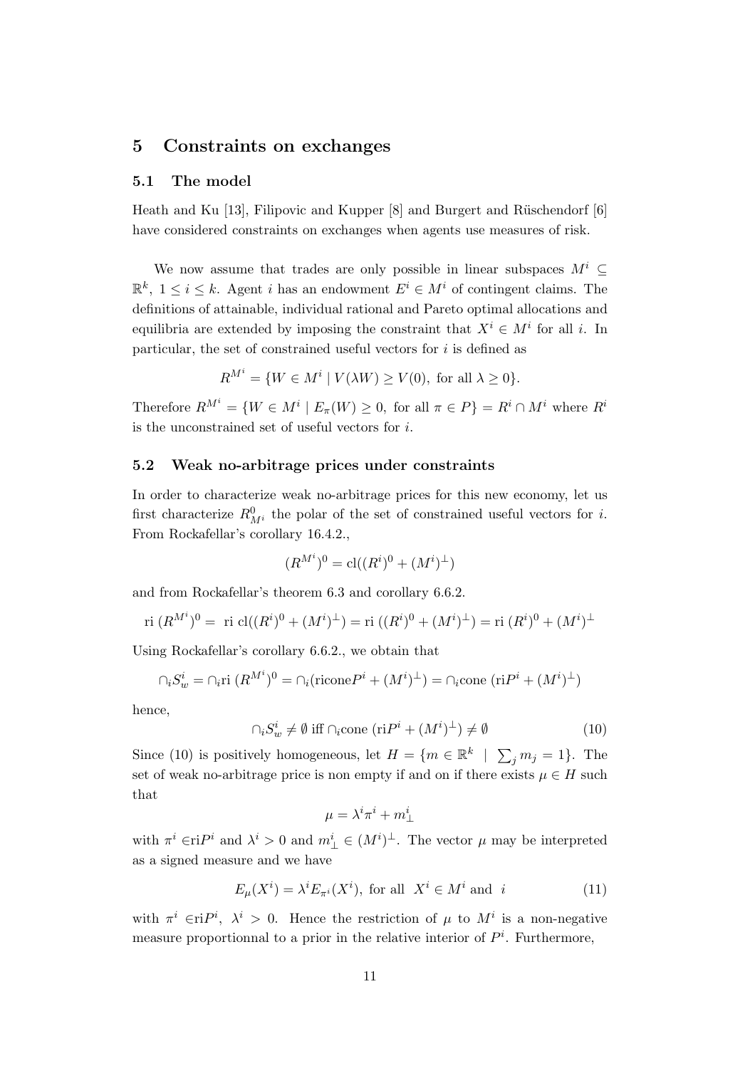## 5 Constraints on exchanges

### 5.1 The model

Heath and Ku [13], Filipovic and Kupper [8] and Burgert and Rüschendorf [6] have considered constraints on exchanges when agents use measures of risk.

We now assume that trades are only possible in linear subspaces $M^i \subseteq \mathbb{R}^k$, $1 \leq i \leq k$. Agent $i$ has an endowment $E^i \in M^i$ of contingent claims. The definitions of attainable, individual rational and Pareto optimal allocations and equilibria are extended by imposing the constraint that $X^i \in M^i$ for all $i$. In particular, the set of constrained useful vectors for $i$ is defined as

$$R^{M^i} = \{W \in M^i \mid V(\lambda W) \geq V(0), \text{ for all } \lambda \geq 0\}.$$

Therefore $R^{M^i} = \{W \in M^i \mid E_\pi(W) \geq 0, \text{ for all } \pi \in P\} = R^i \cap M^i$ where $R^i$ is the unconstrained set of useful vectors for $i$.

### 5.2 Weak no-arbitrage prices under constraints

In order to characterize weak no-arbitrage prices for this new economy, let us first characterize $R^0_{M^i}$ the polar of the set of constrained useful vectors for $i$. From Rockafellar's corollary 16.4.2.,

$$(R^{M^i})^0 = \text{cl}((R^i)^0 + (M^i)^\perp)$$

and from Rockafellar's theorem 6.3 and corollary 6.6.2.

$$\text{ri } (R^{M^i})^0 = \text{ ri cl}((R^i)^0 + (M^i)^\perp) = \text{ri } ((R^i)^0 + (M^i)^\perp) = \text{ri } (R^i)^0 + (M^i)^\perp$$

Using Rockafellar's corollary 6.6.2., we obtain that

$$\cap_i S^i_w = \cap_i \text{ri } (R^{M^i})^0 = \cap_i (\text{ri} \text{cone} P^i + (M^i)^\perp) = \cap_i \text{cone } (\text{ri} P^i + (M^i)^\perp)$$

hence,

$$\cap_i S^i_w \neq \emptyset \text{ iff } \cap_i \text{cone } (\text{ri} P^i + (M^i)^\perp) \neq \emptyset \tag{10}$$

Since (10) is positively homogeneous, let $H = \{m \in \mathbb{R}^k \mid \sum_j m_j = 1\}$. The set of weak no-arbitrage price is non empty if and on if there exists $\mu \in H$ such that

$$\mu = \lambda^i \pi^i + m^i_\perp$$

with $\pi^i \in \text{ri} P^i$ and $\lambda^i > 0$ and $m^i_\perp \in (M^i)^\perp$. The vector $\mu$ may be interpreted as a signed measure and we have

$$E_\mu(X^i) = \lambda^i E_{\pi^i}(X^i), \text{ for all } X^i \in M^i \text{ and } i \tag{11}$$

with $\pi^i \in \text{ri} P^i$, $\lambda^i > 0$. Hence the restriction of $\mu$ to $M^i$ is a non-negative measure proportionnal to a prior in the relative interior of $P^i$. Furthermore,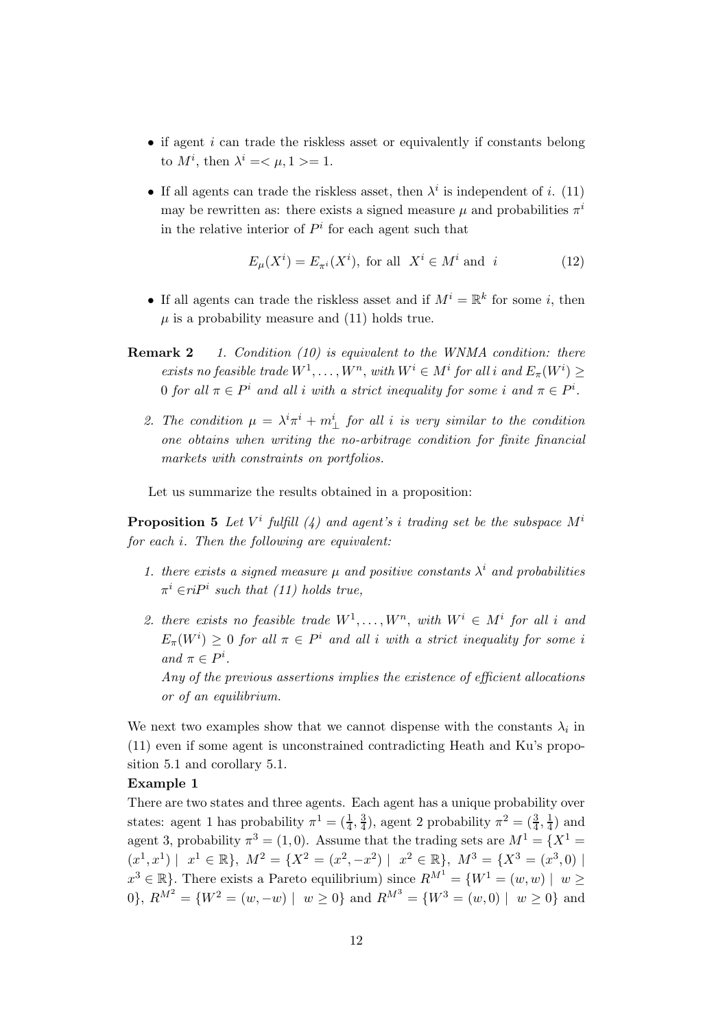- if agent $i$ can trade the riskless asset or equivalently if constants belong to $M^i$, then $\lambda^i =< \mu, 1 >= 1$.

- If all agents can trade the riskless asset, then $\lambda^i$ is independent of $i$. (11) may be rewritten as: there exists a signed measure $\mu$ and probabilities $\pi^i$ in the relative interior of $P^i$ for each agent such that

$$E_\mu(X^i) = E_{\pi^i}(X^i), \text{ for all } X^i \in M^i \text{ and } i \tag{12}$$

- If all agents can trade the riskless asset and if $M^i = \mathbb{R}^k$ for some $i$, then $\mu$ is a probability measure and (11) holds true.

**Remark 2** *1. Condition (10) is equivalent to the WNMA condition: there exists no feasible trade $W^1, \ldots, W^n$, with $W^i \in M^i$ for all $i$ and $E_\pi(W^i) \geq 0$ for all $\pi \in P^i$ and all $i$ with a strict inequality for some $i$ and $\pi \in P^i$.*

*2. The condition $\mu = \lambda^i \pi^i + m^i_\perp$ for all $i$ is very similar to the condition one obtains when writing the no-arbitrage condition for finite financial markets with constraints on portfolios.*

Let us summarize the results obtained in a proposition:

**Proposition 5** *Let $V^i$ fulfill (4) and agent's $i$ trading set be the subspace $M^i$ for each $i$. Then the following are equivalent:*

1. *there exists a signed measure $\mu$ and positive constants $\lambda^i$ and probabilities $\pi^i \in riP^i$ such that (11) holds true,*

2. *there exists no feasible trade $W^1, \ldots, W^n$, with $W^i \in M^i$ for all $i$ and $E_\pi(W^i) \geq 0$ for all $\pi \in P^i$ and all $i$ with a strict inequality for some $i$ and $\pi \in P^i$.*

   *Any of the previous assertions implies the existence of efficient allocations or of an equilibrium.*

We next two examples show that we cannot dispense with the constants $\lambda_i$ in (11) even if some agent is unconstrained contradicting Heath and Ku's proposition 5.1 and corollary 5.1.

**Example 1**

There are two states and three agents. Each agent has a unique probability over states: agent 1 has probability $\pi^1 = (\frac{1}{4}, \frac{3}{4})$, agent 2 probability $\pi^2 = (\frac{3}{4}, \frac{1}{4})$ and agent 3, probability $\pi^3 = (1, 0)$. Assume that the trading sets are $M^1 = \{X^1 = (x^1, x^1) \mid x^1 \in \mathbb{R}\}$, $M^2 = \{X^2 = (x^2, -x^2) \mid x^2 \in \mathbb{R}\}$, $M^3 = \{X^3 = (x^3, 0) \mid x^3 \in \mathbb{R}\}$. There exists a Pareto equilibrium) since $R^{M^1} = \{W^1 = (w, w) \mid w \geq 0\}$, $R^{M^2} = \{W^2 = (w, -w) \mid w \geq 0\}$ and $R^{M^3} = \{W^3 = (w, 0) \mid w \geq 0\}$ and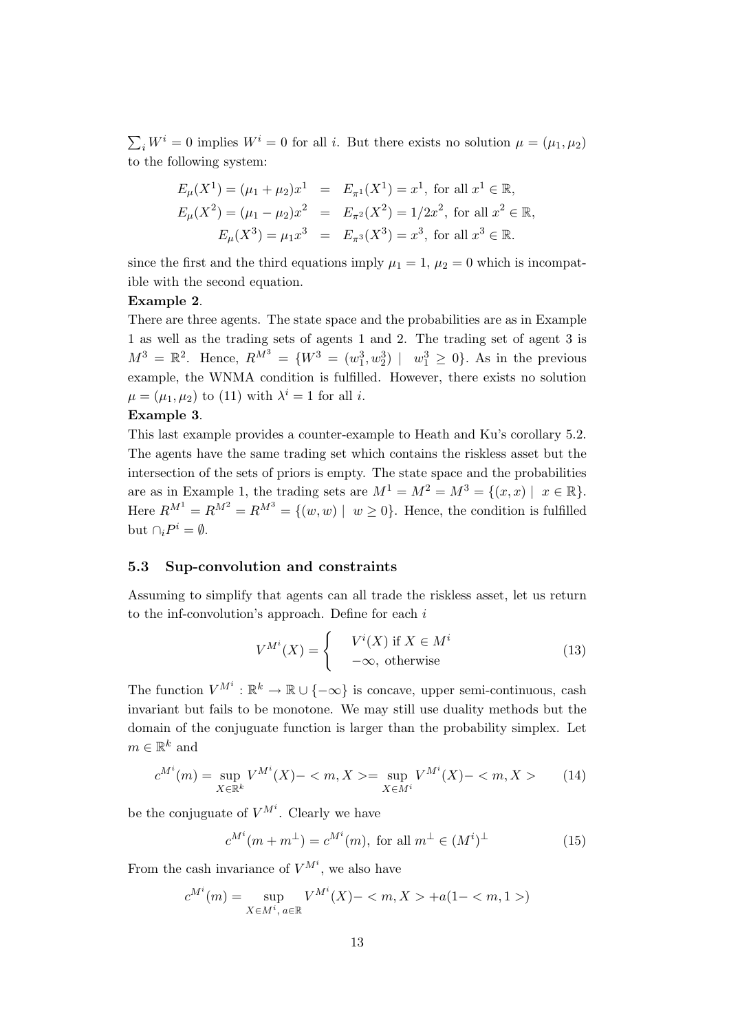$\sum_i W^i = 0$ implies $W^i = 0$ for all $i$. But there exists no solution $\mu = (\mu_1, \mu_2)$ to the following system:

$$
\begin{aligned}
E_\mu(X^1) = (\mu_1 + \mu_2)x^1 &= E_{\pi^1}(X^1) = x^1, \text{ for all } x^1 \in \mathbb{R}, \\
E_\mu(X^2) = (\mu_1 - \mu_2)x^2 &= E_{\pi^2}(X^2) = 1/2x^2, \text{ for all } x^2 \in \mathbb{R}, \\
E_\mu(X^3) = \mu_1 x^3 &= E_{\pi^3}(X^3) = x^3, \text{ for all } x^3 \in \mathbb{R}.
\end{aligned}
$$

since the first and the third equations imply $\mu_1 = 1$, $\mu_2 = 0$ which is incompatible with the second equation.

**Example 2**.

There are three agents. The state space and the probabilities are as in Example 1 as well as the trading sets of agents 1 and 2. The trading set of agent 3 is $M^3 = \mathbb{R}^2$. Hence, $R^{M^3} = \{W^3 = (w_1^3, w_2^3) \mid \; w_1^3 \geq 0\}$. As in the previous example, the WNMA condition is fulfilled. However, there exists no solution $\mu = (\mu_1, \mu_2)$ to (11) with $\lambda^i = 1$ for all $i$.

**Example 3**.

This last example provides a counter-example to Heath and Ku's corollary 5.2. The agents have the same trading set which contains the riskless asset but the intersection of the sets of priors is empty. The state space and the probabilities are as in Example 1, the trading sets are $M^1 = M^2 = M^3 = \{(x, x) \mid \; x \in \mathbb{R}\}$. Here $R^{M^1} = R^{M^2} = R^{M^3} = \{(w, w) \mid \; w \geq 0\}$. Hence, the condition is fulfilled but $\cap_i P^i = \emptyset$.

### 5.3 Sup-convolution and constraints

Assuming to simplify that agents can all trade the riskless asset, let us return to the inf-convolution's approach. Define for each $i$

$$
V^{M^i}(X) = \begin{cases} V^i(X) \text{ if } X \in M^i \\ -\infty, \text{ otherwise} \end{cases} \tag{13}
$$

The function $V^{M^i} : \mathbb{R}^k \to \mathbb{R} \cup \{-\infty\}$ is concave, upper semi-continuous, cash invariant but fails to be monotone. We may still use duality methods but the domain of the conjuguate function is larger than the probability simplex. Let $m \in \mathbb{R}^k$ and

$$
c^{M^i}(m) = \sup_{X \in \mathbb{R}^k} V^{M^i}(X) - < m, X > = \sup_{X \in M^i} V^{M^i}(X) - < m, X > \tag{14}
$$

be the conjuguate of $V^{M^i}$. Clearly we have

$$
c^{M^i}(m + m^\perp) = c^{M^i}(m), \text{ for all } m^\perp \in (M^i)^\perp \tag{15}
$$

From the cash invariance of $V^{M^i}$, we also have

$$
c^{M^i}(m) = \sup_{X \in M^i, \, a \in \mathbb{R}} V^{M^i}(X) - < m, X > + a(1 - < m, 1 >)
$$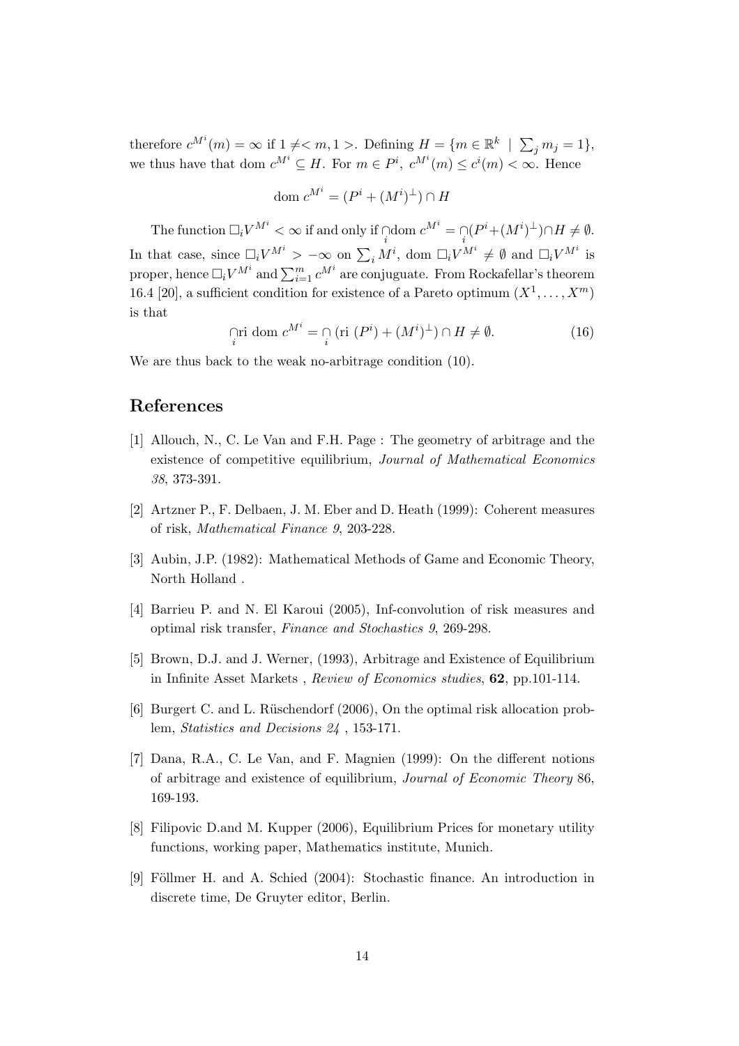therefore $c^{M^i}(m) = \infty$ if $1 \neq < m, 1 >$. Defining $H = \{m \in \mathbb{R}^k \mid \sum_j m_j = 1\}$, we thus have that dom $c^{M^i} \subseteq H$. For $m \in P^i$, $c^{M^i}(m) \leq c^i(m) < \infty$. Hence

$$\text{dom } c^{M^i} = (P^i + (M^i)^\perp) \cap H$$

The function $\Box_i V^{M^i} < \infty$ if and only if $\bigcap_i \text{dom } c^{M^i} = \bigcap_i (P^i + (M^i)^\perp) \cap H \neq \emptyset$. In that case, since $\Box_i V^{M^i} > -\infty$ on $\sum_i M^i$, dom $\Box_i V^{M^i} \neq \emptyset$ and $\Box_i V^{M^i}$ is proper, hence $\Box_i V^{M^i}$ and $\sum_{i=1}^m c^{M^i}$ are conjuguate. From Rockafellar's theorem 16.4 [20], a sufficient condition for existence of a Pareto optimum $(X^1, \ldots, X^m)$ is that

$$\bigcap_i \text{ri dom } c^{M^i} = \bigcap_i (\text{ri } (P^i) + (M^i)^\perp) \cap H \neq \emptyset. \tag{16}$$

We are thus back to the weak no-arbitrage condition (10).

# References

[1] Allouch, N., C. Le Van and F.H. Page : The geometry of arbitrage and the existence of competitive equilibrium, *Journal of Mathematical Economics 38*, 373-391.

[2] Artzner P., F. Delbaen, J. M. Eber and D. Heath (1999): Coherent measures of risk, *Mathematical Finance 9*, 203-228.

[3] Aubin, J.P. (1982): Mathematical Methods of Game and Economic Theory, North Holland .

[4] Barrieu P. and N. El Karoui (2005), Inf-convolution of risk measures and optimal risk transfer, *Finance and Stochastics 9*, 269-298.

[5] Brown, D.J. and J. Werner, (1993), Arbitrage and Existence of Equilibrium in Infinite Asset Markets , *Review of Economics studies*, **62**, pp.101-114.

[6] Burgert C. and L. Rüschendorf (2006), On the optimal risk allocation problem, *Statistics and Decisions 24* , 153-171.

[7] Dana, R.A., C. Le Van, and F. Magnien (1999): On the different notions of arbitrage and existence of equilibrium, *Journal of Economic Theory* 86, 169-193.

[8] Filipovic D.and M. Kupper (2006), Equilibrium Prices for monetary utility functions, working paper, Mathematics institute, Munich.

[9] Föllmer H. and A. Schied (2004): Stochastic finance. An introduction in discrete time, De Gruyter editor, Berlin.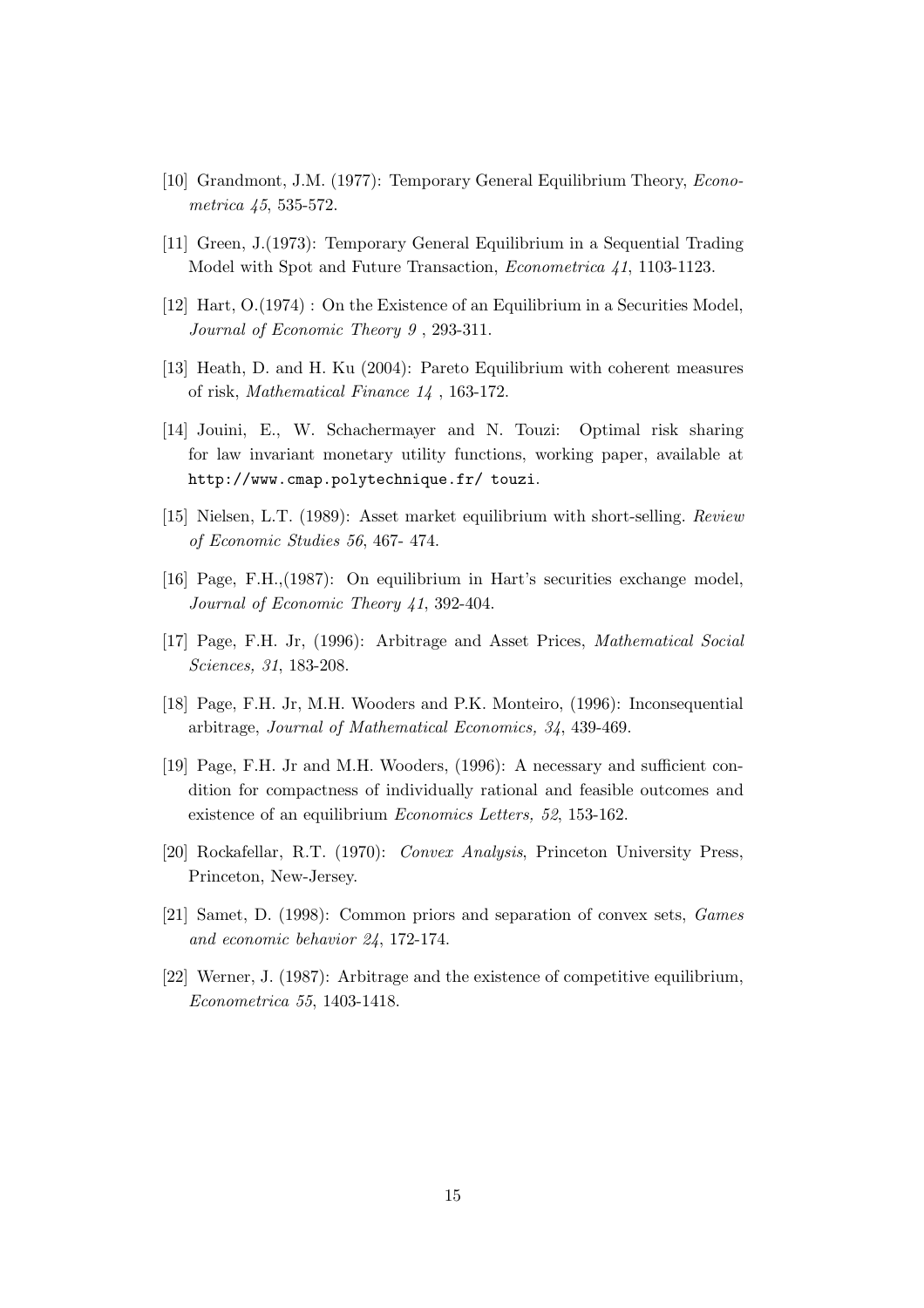[10] Grandmont, J.M. (1977): Temporary General Equilibrium Theory, *Econometrica 45*, 535-572.

[11] Green, J.(1973): Temporary General Equilibrium in a Sequential Trading Model with Spot and Future Transaction, *Econometrica 41*, 1103-1123.

[12] Hart, O.(1974) : On the Existence of an Equilibrium in a Securities Model, *Journal of Economic Theory 9* , 293-311.

[13] Heath, D. and H. Ku (2004): Pareto Equilibrium with coherent measures of risk, *Mathematical Finance 14* , 163-172.

[14] Jouini, E., W. Schachermayer and N. Touzi: Optimal risk sharing for law invariant monetary utility functions, working paper, available at `http://www.cmap.polytechnique.fr/ touzi`.

[15] Nielsen, L.T. (1989): Asset market equilibrium with short-selling. *Review of Economic Studies 56*, 467- 474.

[16] Page, F.H.,(1987): On equilibrium in Hart's securities exchange model, *Journal of Economic Theory 41*, 392-404.

[17] Page, F.H. Jr, (1996): Arbitrage and Asset Prices, *Mathematical Social Sciences, 31*, 183-208.

[18] Page, F.H. Jr, M.H. Wooders and P.K. Monteiro, (1996): Inconsequential arbitrage, *Journal of Mathematical Economics, 34*, 439-469.

[19] Page, F.H. Jr and M.H. Wooders, (1996): A necessary and sufficient condition for compactness of individually rational and feasible outcomes and existence of an equilibrium *Economics Letters, 52*, 153-162.

[20] Rockafellar, R.T. (1970): *Convex Analysis*, Princeton University Press, Princeton, New-Jersey.

[21] Samet, D. (1998): Common priors and separation of convex sets, *Games and economic behavior 24*, 172-174.

[22] Werner, J. (1987): Arbitrage and the existence of competitive equilibrium, *Econometrica 55*, 1403-1418.